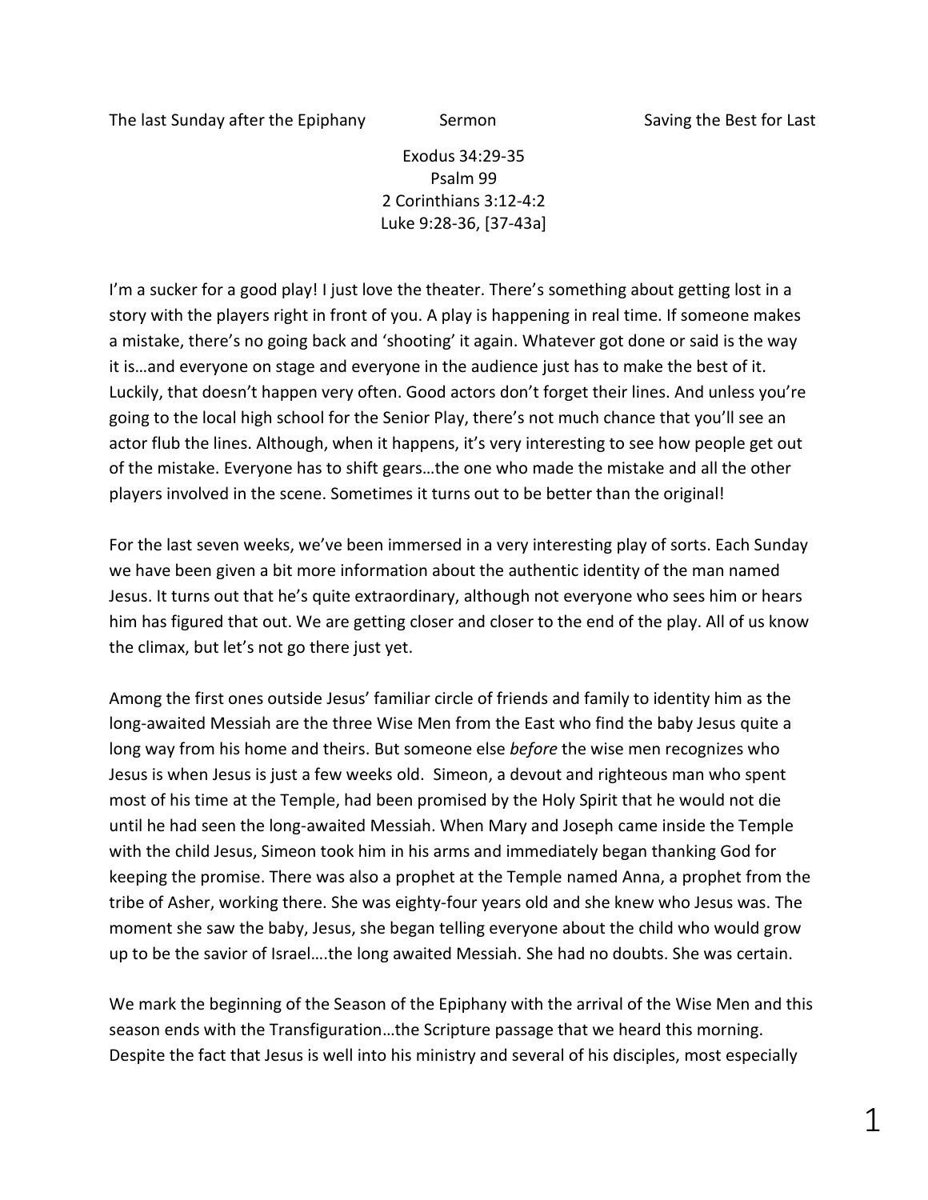The last Sunday after the Epiphany Sermon Saving the Best for Last

Exodus 34:29-35
Psalm 99
2 Corinthians 3:12-4:2
Luke 9:28-36, [37-43a]

I'm a sucker for a good play! I just love the theater. There's something about getting lost in a story with the players right in front of you. A play is happening in real time. If someone makes a mistake, there's no going back and 'shooting' it again. Whatever got done or said is the way it is…and everyone on stage and everyone in the audience just has to make the best of it. Luckily, that doesn't happen very often. Good actors don't forget their lines. And unless you're going to the local high school for the Senior Play, there's not much chance that you'll see an actor flub the lines. Although, when it happens, it's very interesting to see how people get out of the mistake. Everyone has to shift gears…the one who made the mistake and all the other players involved in the scene. Sometimes it turns out to be better than the original!

For the last seven weeks, we've been immersed in a very interesting play of sorts. Each Sunday we have been given a bit more information about the authentic identity of the man named Jesus. It turns out that he's quite extraordinary, although not everyone who sees him or hears him has figured that out. We are getting closer and closer to the end of the play. All of us know the climax, but let's not go there just yet.

Among the first ones outside Jesus' familiar circle of friends and family to identity him as the long-awaited Messiah are the three Wise Men from the East who find the baby Jesus quite a long way from his home and theirs. But someone else *before* the wise men recognizes who Jesus is when Jesus is just a few weeks old. Simeon, a devout and righteous man who spent most of his time at the Temple, had been promised by the Holy Spirit that he would not die until he had seen the long-awaited Messiah. When Mary and Joseph came inside the Temple with the child Jesus, Simeon took him in his arms and immediately began thanking God for keeping the promise. There was also a prophet at the Temple named Anna, a prophet from the tribe of Asher, working there. She was eighty-four years old and she knew who Jesus was. The moment she saw the baby, Jesus, she began telling everyone about the child who would grow up to be the savior of Israel….the long awaited Messiah. She had no doubts. She was certain.

We mark the beginning of the Season of the Epiphany with the arrival of the Wise Men and this season ends with the Transfiguration…the Scripture passage that we heard this morning. Despite the fact that Jesus is well into his ministry and several of his disciples, most especially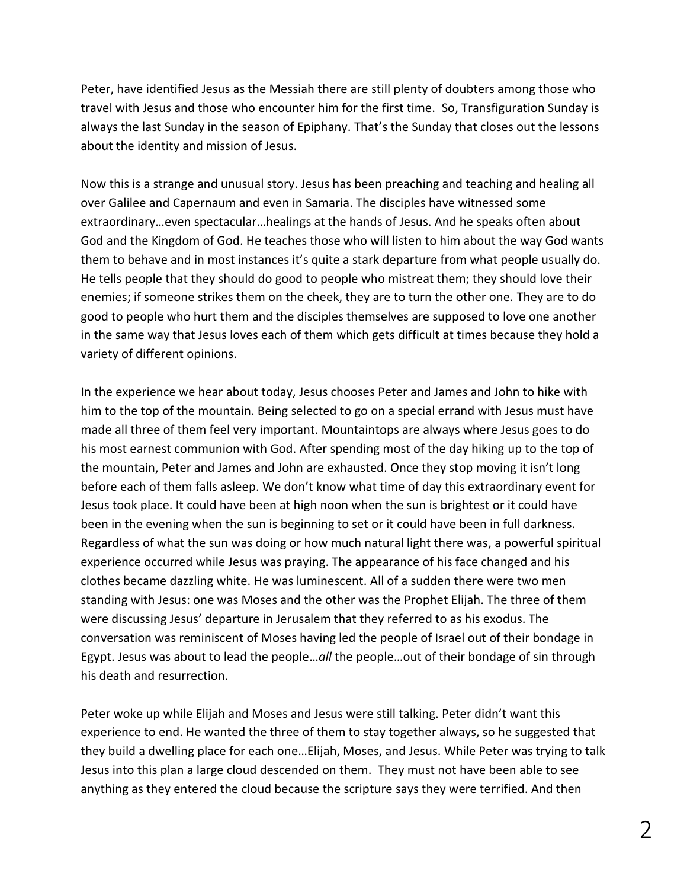Peter, have identified Jesus as the Messiah there are still plenty of doubters among those who travel with Jesus and those who encounter him for the first time. So, Transfiguration Sunday is always the last Sunday in the season of Epiphany. That's the Sunday that closes out the lessons about the identity and mission of Jesus.

Now this is a strange and unusual story. Jesus has been preaching and teaching and healing all over Galilee and Capernaum and even in Samaria. The disciples have witnessed some extraordinary…even spectacular…healings at the hands of Jesus. And he speaks often about God and the Kingdom of God. He teaches those who will listen to him about the way God wants them to behave and in most instances it's quite a stark departure from what people usually do. He tells people that they should do good to people who mistreat them; they should love their enemies; if someone strikes them on the cheek, they are to turn the other one. They are to do good to people who hurt them and the disciples themselves are supposed to love one another in the same way that Jesus loves each of them which gets difficult at times because they hold a variety of different opinions.

In the experience we hear about today, Jesus chooses Peter and James and John to hike with him to the top of the mountain. Being selected to go on a special errand with Jesus must have made all three of them feel very important. Mountaintops are always where Jesus goes to do his most earnest communion with God. After spending most of the day hiking up to the top of the mountain, Peter and James and John are exhausted. Once they stop moving it isn't long before each of them falls asleep. We don't know what time of day this extraordinary event for Jesus took place. It could have been at high noon when the sun is brightest or it could have been in the evening when the sun is beginning to set or it could have been in full darkness. Regardless of what the sun was doing or how much natural light there was, a powerful spiritual experience occurred while Jesus was praying. The appearance of his face changed and his clothes became dazzling white. He was luminescent. All of a sudden there were two men standing with Jesus: one was Moses and the other was the Prophet Elijah. The three of them were discussing Jesus' departure in Jerusalem that they referred to as his exodus. The conversation was reminiscent of Moses having led the people of Israel out of their bondage in Egypt. Jesus was about to lead the people…*all* the people…out of their bondage of sin through his death and resurrection.

Peter woke up while Elijah and Moses and Jesus were still talking. Peter didn't want this experience to end. He wanted the three of them to stay together always, so he suggested that they build a dwelling place for each one…Elijah, Moses, and Jesus. While Peter was trying to talk Jesus into this plan a large cloud descended on them. They must not have been able to see anything as they entered the cloud because the scripture says they were terrified. And then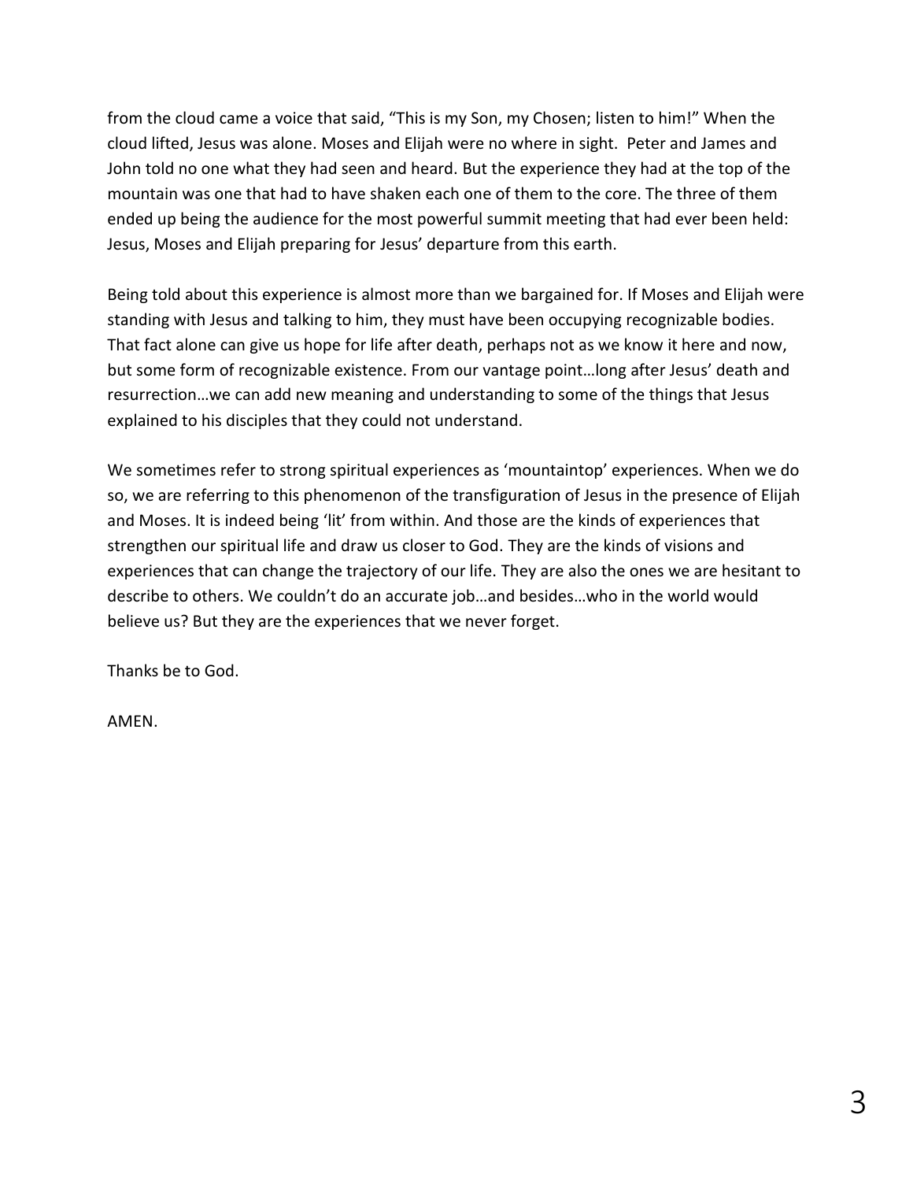from the cloud came a voice that said, "This is my Son, my Chosen; listen to him!" When the cloud lifted, Jesus was alone. Moses and Elijah were no where in sight. Peter and James and John told no one what they had seen and heard. But the experience they had at the top of the mountain was one that had to have shaken each one of them to the core. The three of them ended up being the audience for the most powerful summit meeting that had ever been held: Jesus, Moses and Elijah preparing for Jesus' departure from this earth.

Being told about this experience is almost more than we bargained for. If Moses and Elijah were standing with Jesus and talking to him, they must have been occupying recognizable bodies. That fact alone can give us hope for life after death, perhaps not as we know it here and now, but some form of recognizable existence. From our vantage point…long after Jesus' death and resurrection…we can add new meaning and understanding to some of the things that Jesus explained to his disciples that they could not understand.

We sometimes refer to strong spiritual experiences as 'mountaintop' experiences. When we do so, we are referring to this phenomenon of the transfiguration of Jesus in the presence of Elijah and Moses. It is indeed being 'lit' from within. And those are the kinds of experiences that strengthen our spiritual life and draw us closer to God. They are the kinds of visions and experiences that can change the trajectory of our life. They are also the ones we are hesitant to describe to others. We couldn't do an accurate job…and besides…who in the world would believe us? But they are the experiences that we never forget.

Thanks be to God.

AMEN.